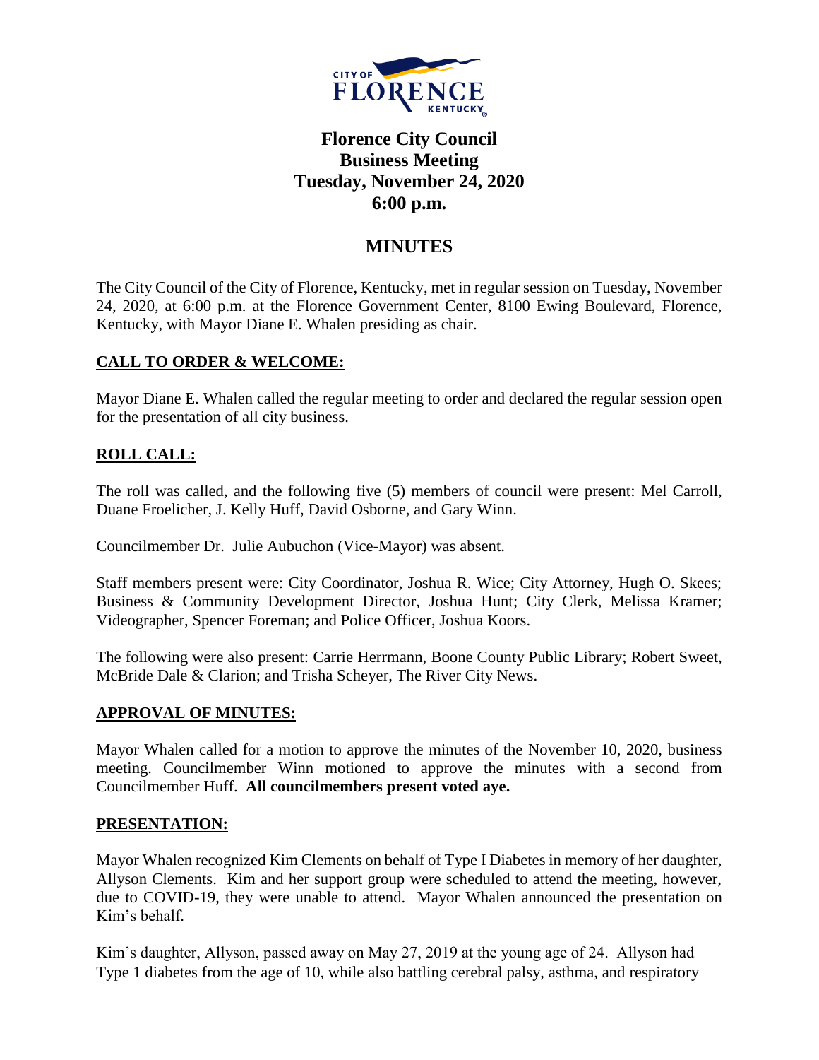# Florence City Council Business Meeting Tuesday, November 24, 2020 6:00 p.m.

## MINUTES

The City Council of the City of Florence, Kentucky, met in regular session on Tuesday, November 24, 2020, at 6:00 p.m. at the Florence Government Center, 8100 Ewing Boulevard, Florence, Kentucky, with Mayor Diane E. Whalen presiding as chair.

### CALL TO ORDER & WELCOME:

Mayor Diane E. Whalen called the regular meeting to order and declared the regular session open for the presentation of all city business.

### ROLL CALL:

The roll was called, and the following five (5) members of council were present: Mel Carroll, Duane Froelicher, J. Kelly Huff, David Osborne, and Gary Winn.

Councilmember Dr. Julie Aubuchon (Vice-Mayor) was absent.

Staff members present were: City Coordinator, Joshua R. Wice; City Attorney, Hugh O. Skees; Business & Community Development Director, Joshua Hunt; City Clerk, Melissa Kramer; Videographer, Spencer Foreman; and Police Officer, Joshua Koors.

The following were also present: Carrie Herrmann, Boone County Public Library; Robert Sweet, McBride Dale & Clarion; and Trisha Scheyer, The River City News.

### APPROVAL OF MINUTES:

Mayor Whalen called for a motion to approve the minutes of the November 10, 2020, business meeting. Councilmember Winn motioned to approve the minutes with a second from Councilmember Huff. **All councilmembers present voted aye.**

### PRESENTATION:

Mayor Whalen recognized Kim Clements on behalf of Type I Diabetes in memory of her daughter, Allyson Clements. Kim and her support group were scheduled to attend the meeting, however, due to COVID-19, they were unable to attend. Mayor Whalen announced the presentation on Kim's behalf.

Kim's daughter, Allyson, passed away on May 27, 2019 at the young age of 24. Allyson had Type 1 diabetes from the age of 10, while also battling cerebral palsy, asthma, and respiratory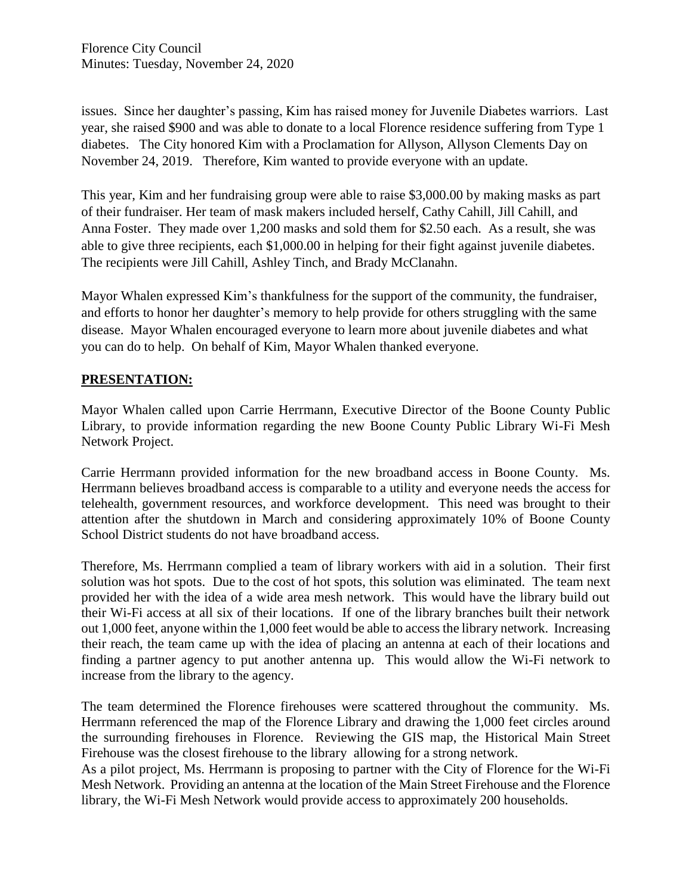issues. Since her daughter's passing, Kim has raised money for Juvenile Diabetes warriors. Last year, she raised $900 and was able to donate to a local Florence residence suffering from Type 1 diabetes. The City honored Kim with a Proclamation for Allyson, Allyson Clements Day on November 24, 2019. Therefore, Kim wanted to provide everyone with an update.

This year, Kim and her fundraising group were able to raise $3,000.00 by making masks as part of their fundraiser. Her team of mask makers included herself, Cathy Cahill, Jill Cahill, and Anna Foster. They made over 1,200 masks and sold them for $2.50 each. As a result, she was able to give three recipients, each $1,000.00 in helping for their fight against juvenile diabetes. The recipients were Jill Cahill, Ashley Tinch, and Brady McClanahn.

Mayor Whalen expressed Kim's thankfulness for the support of the community, the fundraiser, and efforts to honor her daughter's memory to help provide for others struggling with the same disease. Mayor Whalen encouraged everyone to learn more about juvenile diabetes and what you can do to help. On behalf of Kim, Mayor Whalen thanked everyone.

**PRESENTATION:**

Mayor Whalen called upon Carrie Herrmann, Executive Director of the Boone County Public Library, to provide information regarding the new Boone County Public Library Wi-Fi Mesh Network Project.

Carrie Herrmann provided information for the new broadband access in Boone County. Ms. Herrmann believes broadband access is comparable to a utility and everyone needs the access for telehealth, government resources, and workforce development. This need was brought to their attention after the shutdown in March and considering approximately 10% of Boone County School District students do not have broadband access.

Therefore, Ms. Herrmann complied a team of library workers with aid in a solution. Their first solution was hot spots. Due to the cost of hot spots, this solution was eliminated. The team next provided her with the idea of a wide area mesh network. This would have the library build out their Wi-Fi access at all six of their locations. If one of the library branches built their network out 1,000 feet, anyone within the 1,000 feet would be able to access the library network. Increasing their reach, the team came up with the idea of placing an antenna at each of their locations and finding a partner agency to put another antenna up. This would allow the Wi-Fi network to increase from the library to the agency.

The team determined the Florence firehouses were scattered throughout the community. Ms. Herrmann referenced the map of the Florence Library and drawing the 1,000 feet circles around the surrounding firehouses in Florence. Reviewing the GIS map, the Historical Main Street Firehouse was the closest firehouse to the library allowing for a strong network.

As a pilot project, Ms. Herrmann is proposing to partner with the City of Florence for the Wi-Fi Mesh Network. Providing an antenna at the location of the Main Street Firehouse and the Florence library, the Wi-Fi Mesh Network would provide access to approximately 200 households.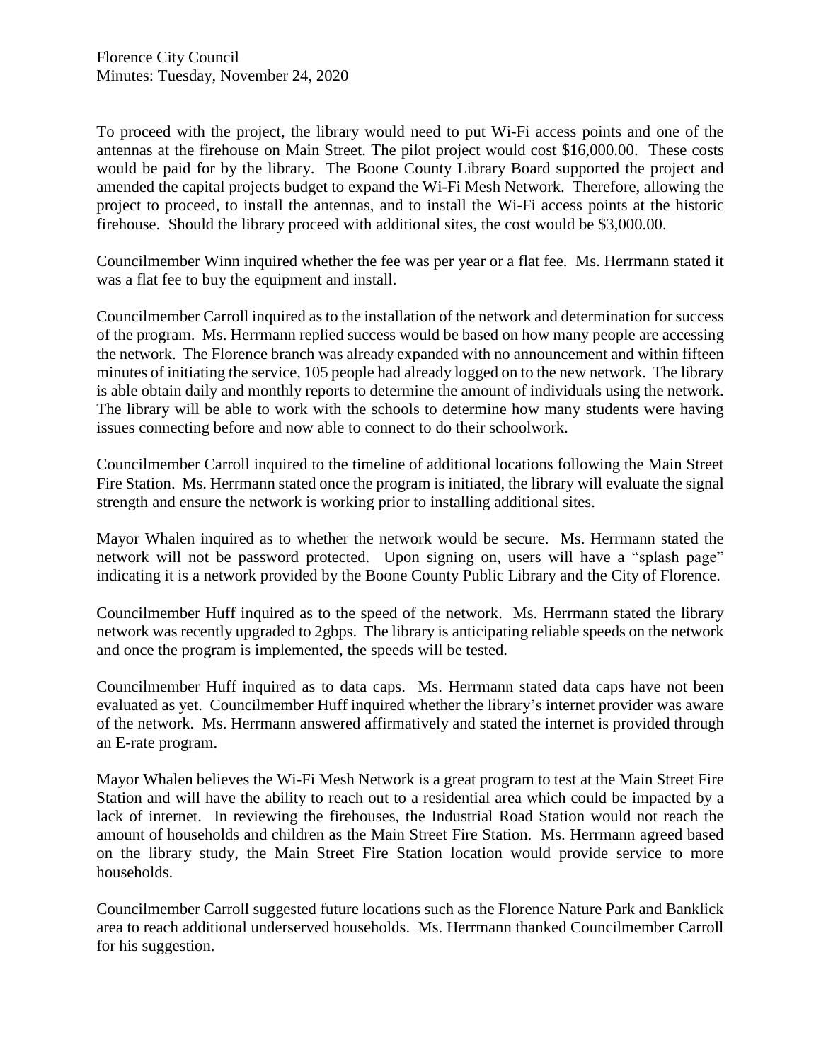To proceed with the project, the library would need to put Wi-Fi access points and one of the antennas at the firehouse on Main Street. The pilot project would cost $16,000.00. These costs would be paid for by the library. The Boone County Library Board supported the project and amended the capital projects budget to expand the Wi-Fi Mesh Network. Therefore, allowing the project to proceed, to install the antennas, and to install the Wi-Fi access points at the historic firehouse. Should the library proceed with additional sites, the cost would be $3,000.00.

Councilmember Winn inquired whether the fee was per year or a flat fee. Ms. Herrmann stated it was a flat fee to buy the equipment and install.

Councilmember Carroll inquired as to the installation of the network and determination for success of the program. Ms. Herrmann replied success would be based on how many people are accessing the network. The Florence branch was already expanded with no announcement and within fifteen minutes of initiating the service, 105 people had already logged on to the new network. The library is able obtain daily and monthly reports to determine the amount of individuals using the network. The library will be able to work with the schools to determine how many students were having issues connecting before and now able to connect to do their schoolwork.

Councilmember Carroll inquired to the timeline of additional locations following the Main Street Fire Station. Ms. Herrmann stated once the program is initiated, the library will evaluate the signal strength and ensure the network is working prior to installing additional sites.

Mayor Whalen inquired as to whether the network would be secure. Ms. Herrmann stated the network will not be password protected. Upon signing on, users will have a "splash page" indicating it is a network provided by the Boone County Public Library and the City of Florence.

Councilmember Huff inquired as to the speed of the network. Ms. Herrmann stated the library network was recently upgraded to 2gbps. The library is anticipating reliable speeds on the network and once the program is implemented, the speeds will be tested.

Councilmember Huff inquired as to data caps. Ms. Herrmann stated data caps have not been evaluated as yet. Councilmember Huff inquired whether the library's internet provider was aware of the network. Ms. Herrmann answered affirmatively and stated the internet is provided through an E-rate program.

Mayor Whalen believes the Wi-Fi Mesh Network is a great program to test at the Main Street Fire Station and will have the ability to reach out to a residential area which could be impacted by a lack of internet. In reviewing the firehouses, the Industrial Road Station would not reach the amount of households and children as the Main Street Fire Station. Ms. Herrmann agreed based on the library study, the Main Street Fire Station location would provide service to more households.

Councilmember Carroll suggested future locations such as the Florence Nature Park and Banklick area to reach additional underserved households. Ms. Herrmann thanked Councilmember Carroll for his suggestion.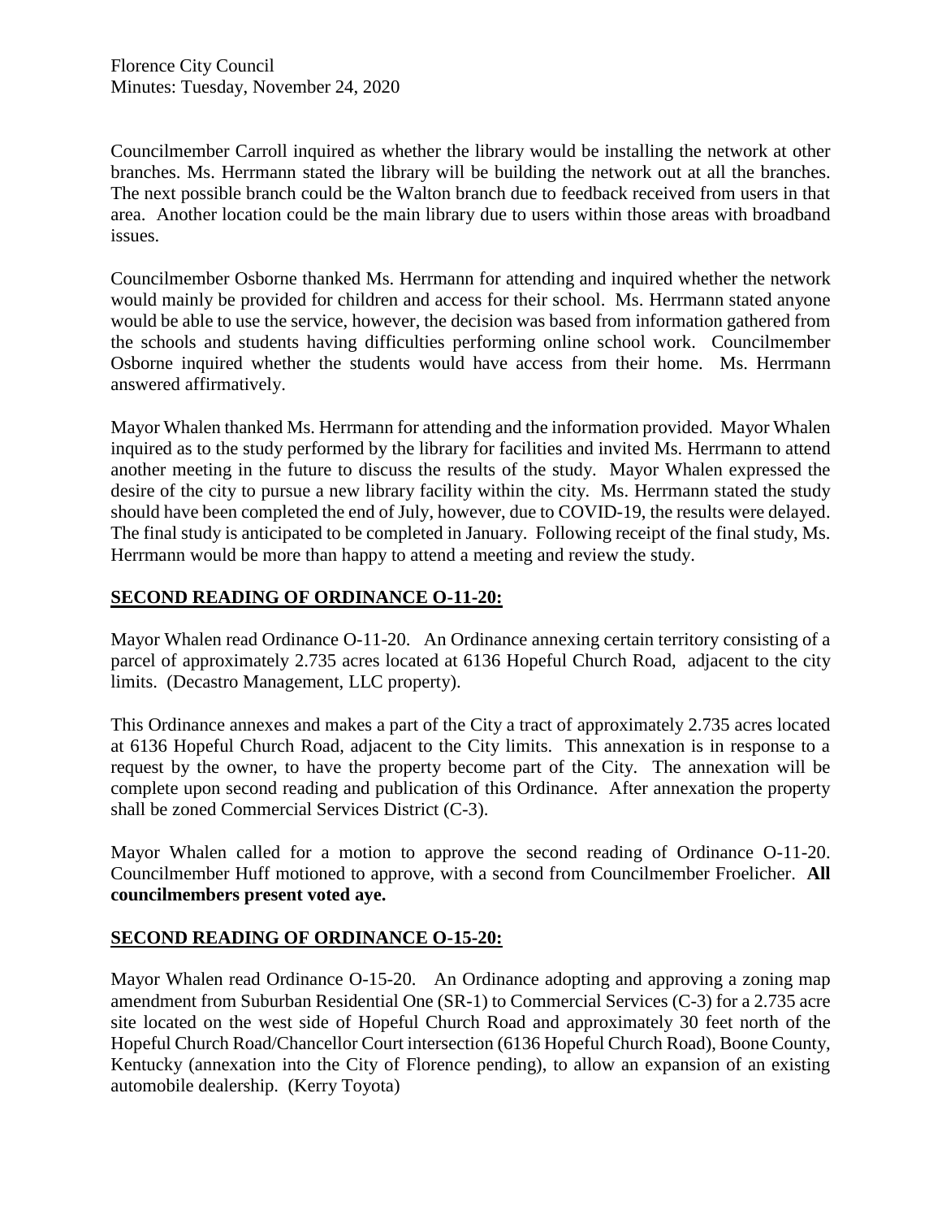Councilmember Carroll inquired as whether the library would be installing the network at other branches. Ms. Herrmann stated the library will be building the network out at all the branches. The next possible branch could be the Walton branch due to feedback received from users in that area. Another location could be the main library due to users within those areas with broadband issues.

Councilmember Osborne thanked Ms. Herrmann for attending and inquired whether the network would mainly be provided for children and access for their school. Ms. Herrmann stated anyone would be able to use the service, however, the decision was based from information gathered from the schools and students having difficulties performing online school work. Councilmember Osborne inquired whether the students would have access from their home. Ms. Herrmann answered affirmatively.

Mayor Whalen thanked Ms. Herrmann for attending and the information provided. Mayor Whalen inquired as to the study performed by the library for facilities and invited Ms. Herrmann to attend another meeting in the future to discuss the results of the study. Mayor Whalen expressed the desire of the city to pursue a new library facility within the city. Ms. Herrmann stated the study should have been completed the end of July, however, due to COVID-19, the results were delayed. The final study is anticipated to be completed in January. Following receipt of the final study, Ms. Herrmann would be more than happy to attend a meeting and review the study.

## SECOND READING OF ORDINANCE O-11-20:

Mayor Whalen read Ordinance O-11-20. An Ordinance annexing certain territory consisting of a parcel of approximately 2.735 acres located at 6136 Hopeful Church Road, adjacent to the city limits. (Decastro Management, LLC property).

This Ordinance annexes and makes a part of the City a tract of approximately 2.735 acres located at 6136 Hopeful Church Road, adjacent to the City limits. This annexation is in response to a request by the owner, to have the property become part of the City. The annexation will be complete upon second reading and publication of this Ordinance. After annexation the property shall be zoned Commercial Services District (C-3).

Mayor Whalen called for a motion to approve the second reading of Ordinance O-11-20. Councilmember Huff motioned to approve, with a second from Councilmember Froelicher. **All councilmembers present voted aye.**

## SECOND READING OF ORDINANCE O-15-20:

Mayor Whalen read Ordinance O-15-20. An Ordinance adopting and approving a zoning map amendment from Suburban Residential One (SR-1) to Commercial Services (C-3) for a 2.735 acre site located on the west side of Hopeful Church Road and approximately 30 feet north of the Hopeful Church Road/Chancellor Court intersection (6136 Hopeful Church Road), Boone County, Kentucky (annexation into the City of Florence pending), to allow an expansion of an existing automobile dealership. (Kerry Toyota)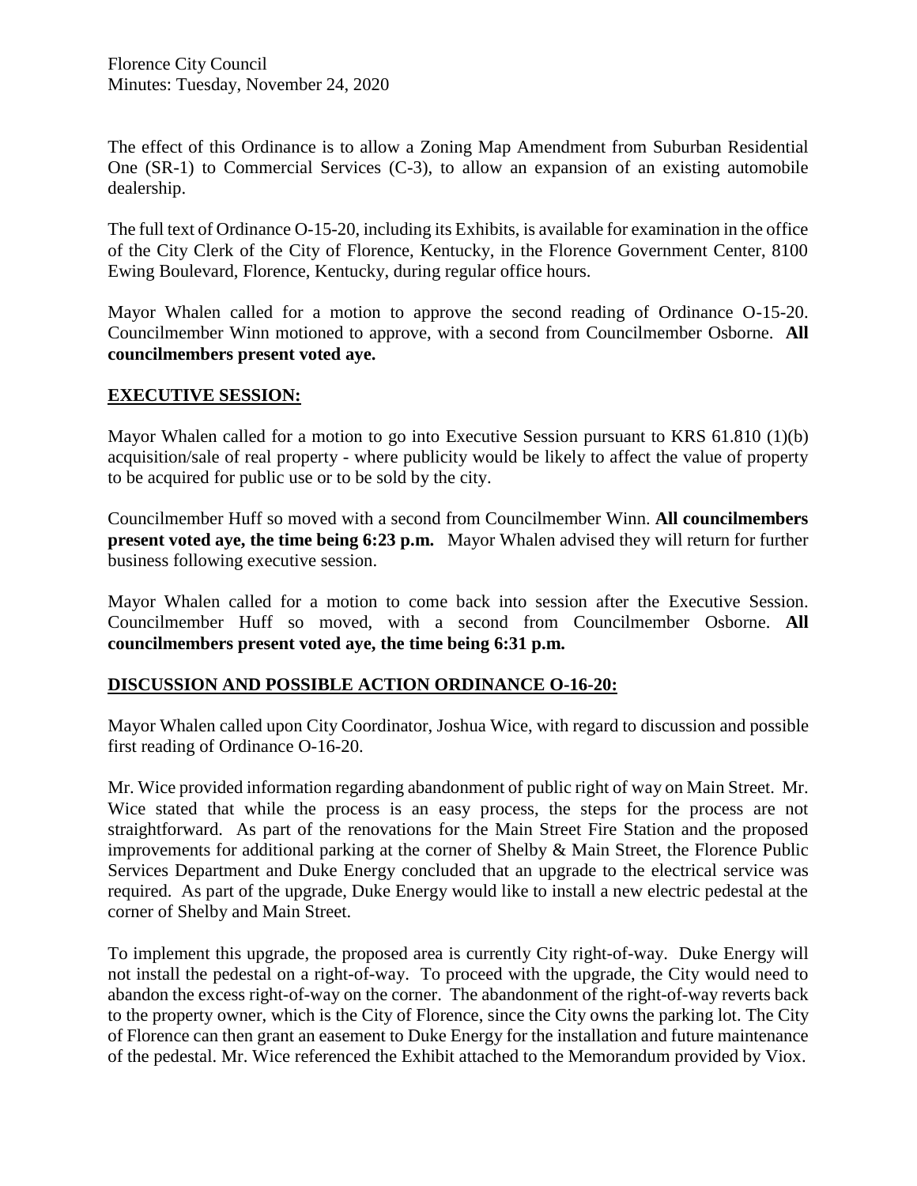The effect of this Ordinance is to allow a Zoning Map Amendment from Suburban Residential One (SR-1) to Commercial Services (C-3), to allow an expansion of an existing automobile dealership.

The full text of Ordinance O-15-20, including its Exhibits, is available for examination in the office of the City Clerk of the City of Florence, Kentucky, in the Florence Government Center, 8100 Ewing Boulevard, Florence, Kentucky, during regular office hours.

Mayor Whalen called for a motion to approve the second reading of Ordinance O-15-20. Councilmember Winn motioned to approve, with a second from Councilmember Osborne. **All councilmembers present voted aye.**

## EXECUTIVE SESSION:

Mayor Whalen called for a motion to go into Executive Session pursuant to KRS 61.810 (1)(b) acquisition/sale of real property - where publicity would be likely to affect the value of property to be acquired for public use or to be sold by the city.

Councilmember Huff so moved with a second from Councilmember Winn. **All councilmembers present voted aye, the time being 6:23 p.m.** Mayor Whalen advised they will return for further business following executive session.

Mayor Whalen called for a motion to come back into session after the Executive Session. Councilmember Huff so moved, with a second from Councilmember Osborne. **All councilmembers present voted aye, the time being 6:31 p.m.**

## DISCUSSION AND POSSIBLE ACTION ORDINANCE O-16-20:

Mayor Whalen called upon City Coordinator, Joshua Wice, with regard to discussion and possible first reading of Ordinance O-16-20.

Mr. Wice provided information regarding abandonment of public right of way on Main Street. Mr. Wice stated that while the process is an easy process, the steps for the process are not straightforward. As part of the renovations for the Main Street Fire Station and the proposed improvements for additional parking at the corner of Shelby & Main Street, the Florence Public Services Department and Duke Energy concluded that an upgrade to the electrical service was required. As part of the upgrade, Duke Energy would like to install a new electric pedestal at the corner of Shelby and Main Street.

To implement this upgrade, the proposed area is currently City right-of-way. Duke Energy will not install the pedestal on a right-of-way. To proceed with the upgrade, the City would need to abandon the excess right-of-way on the corner. The abandonment of the right-of-way reverts back to the property owner, which is the City of Florence, since the City owns the parking lot. The City of Florence can then grant an easement to Duke Energy for the installation and future maintenance of the pedestal. Mr. Wice referenced the Exhibit attached to the Memorandum provided by Viox.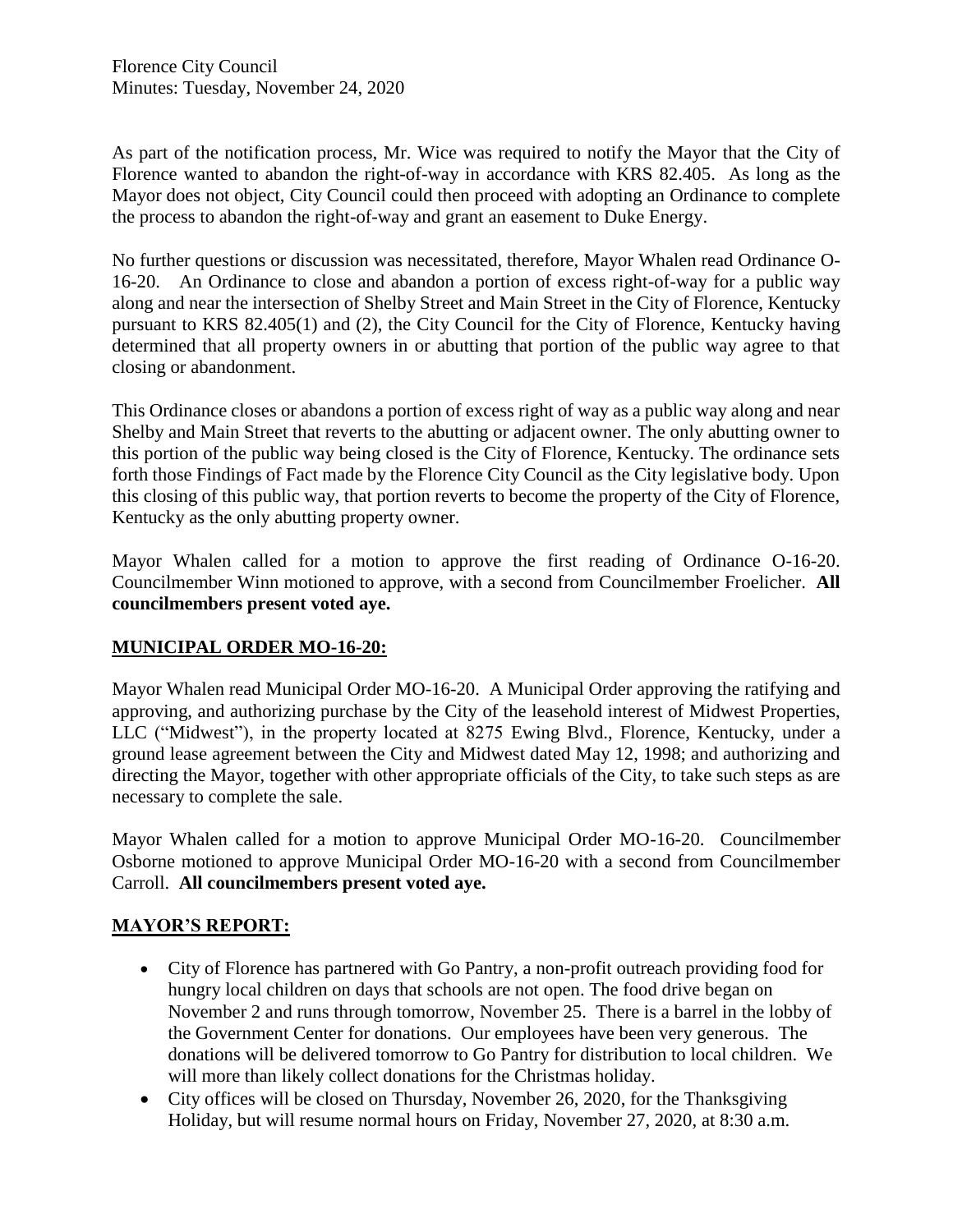As part of the notification process, Mr. Wice was required to notify the Mayor that the City of Florence wanted to abandon the right-of-way in accordance with KRS 82.405. As long as the Mayor does not object, City Council could then proceed with adopting an Ordinance to complete the process to abandon the right-of-way and grant an easement to Duke Energy.

No further questions or discussion was necessitated, therefore, Mayor Whalen read Ordinance O-16-20. An Ordinance to close and abandon a portion of excess right-of-way for a public way along and near the intersection of Shelby Street and Main Street in the City of Florence, Kentucky pursuant to KRS 82.405(1) and (2), the City Council for the City of Florence, Kentucky having determined that all property owners in or abutting that portion of the public way agree to that closing or abandonment.

This Ordinance closes or abandons a portion of excess right of way as a public way along and near Shelby and Main Street that reverts to the abutting or adjacent owner. The only abutting owner to this portion of the public way being closed is the City of Florence, Kentucky. The ordinance sets forth those Findings of Fact made by the Florence City Council as the City legislative body. Upon this closing of this public way, that portion reverts to become the property of the City of Florence, Kentucky as the only abutting property owner.

Mayor Whalen called for a motion to approve the first reading of Ordinance O-16-20. Councilmember Winn motioned to approve, with a second from Councilmember Froelicher. **All councilmembers present voted aye.**

## MUNICIPAL ORDER MO-16-20:

Mayor Whalen read Municipal Order MO-16-20. A Municipal Order approving the ratifying and approving, and authorizing purchase by the City of the leasehold interest of Midwest Properties, LLC ("Midwest"), in the property located at 8275 Ewing Blvd., Florence, Kentucky, under a ground lease agreement between the City and Midwest dated May 12, 1998; and authorizing and directing the Mayor, together with other appropriate officials of the City, to take such steps as are necessary to complete the sale.

Mayor Whalen called for a motion to approve Municipal Order MO-16-20. Councilmember Osborne motioned to approve Municipal Order MO-16-20 with a second from Councilmember Carroll. **All councilmembers present voted aye.**

## MAYOR'S REPORT:

- City of Florence has partnered with Go Pantry, a non-profit outreach providing food for hungry local children on days that schools are not open. The food drive began on November 2 and runs through tomorrow, November 25. There is a barrel in the lobby of the Government Center for donations. Our employees have been very generous. The donations will be delivered tomorrow to Go Pantry for distribution to local children. We will more than likely collect donations for the Christmas holiday.
- City offices will be closed on Thursday, November 26, 2020, for the Thanksgiving Holiday, but will resume normal hours on Friday, November 27, 2020, at 8:30 a.m.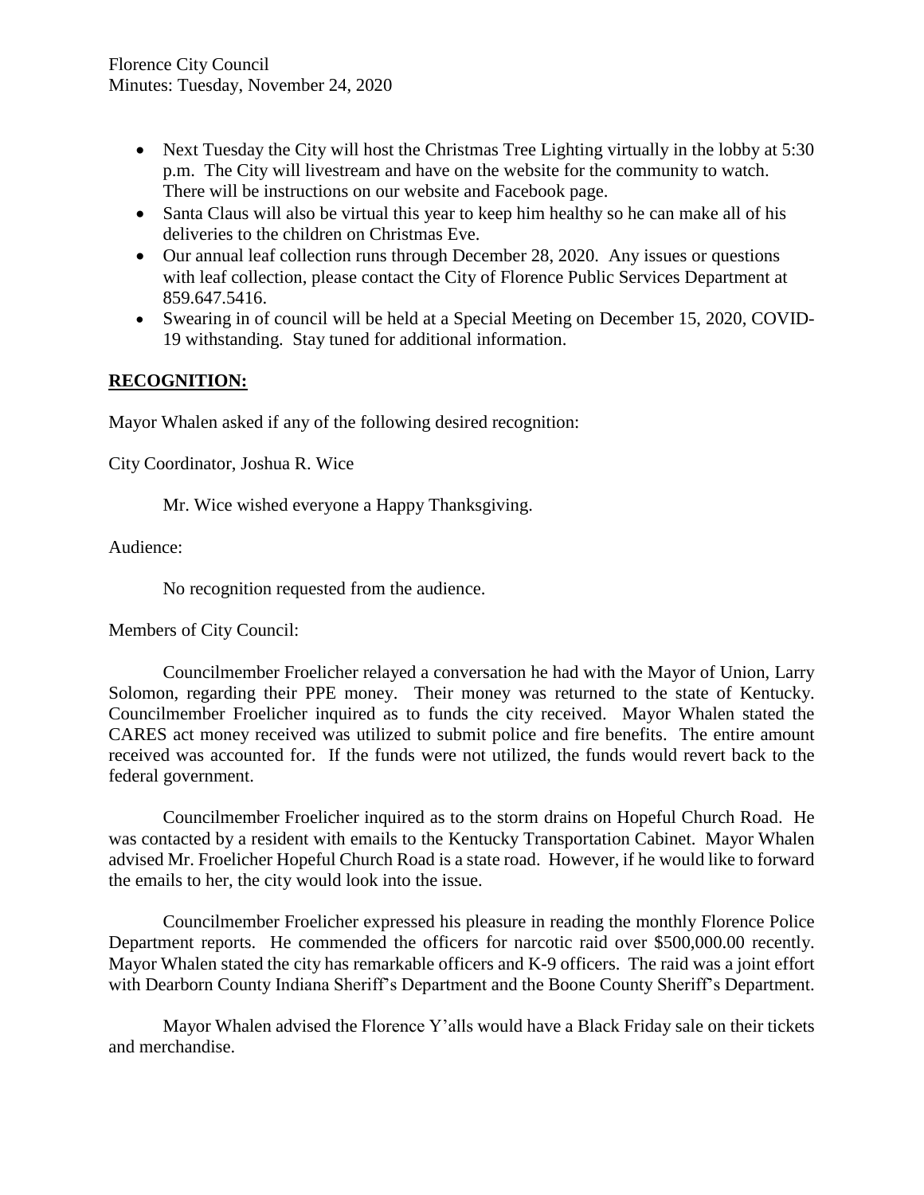- Next Tuesday the City will host the Christmas Tree Lighting virtually in the lobby at 5:30 p.m. The City will livestream and have on the website for the community to watch. There will be instructions on our website and Facebook page.
- Santa Claus will also be virtual this year to keep him healthy so he can make all of his deliveries to the children on Christmas Eve.
- Our annual leaf collection runs through December 28, 2020. Any issues or questions with leaf collection, please contact the City of Florence Public Services Department at 859.647.5416.
- Swearing in of council will be held at a Special Meeting on December 15, 2020, COVID-19 withstanding. Stay tuned for additional information.

## RECOGNITION:

Mayor Whalen asked if any of the following desired recognition:

City Coordinator, Joshua R. Wice

Mr. Wice wished everyone a Happy Thanksgiving.

Audience:

No recognition requested from the audience.

Members of City Council:

Councilmember Froelicher relayed a conversation he had with the Mayor of Union, Larry Solomon, regarding their PPE money. Their money was returned to the state of Kentucky. Councilmember Froelicher inquired as to funds the city received. Mayor Whalen stated the CARES act money received was utilized to submit police and fire benefits. The entire amount received was accounted for. If the funds were not utilized, the funds would revert back to the federal government.

Councilmember Froelicher inquired as to the storm drains on Hopeful Church Road. He was contacted by a resident with emails to the Kentucky Transportation Cabinet. Mayor Whalen advised Mr. Froelicher Hopeful Church Road is a state road. However, if he would like to forward the emails to her, the city would look into the issue.

Councilmember Froelicher expressed his pleasure in reading the monthly Florence Police Department reports. He commended the officers for narcotic raid over $500,000.00 recently. Mayor Whalen stated the city has remarkable officers and K-9 officers. The raid was a joint effort with Dearborn County Indiana Sheriff's Department and the Boone County Sheriff's Department.

Mayor Whalen advised the Florence Y'alls would have a Black Friday sale on their tickets and merchandise.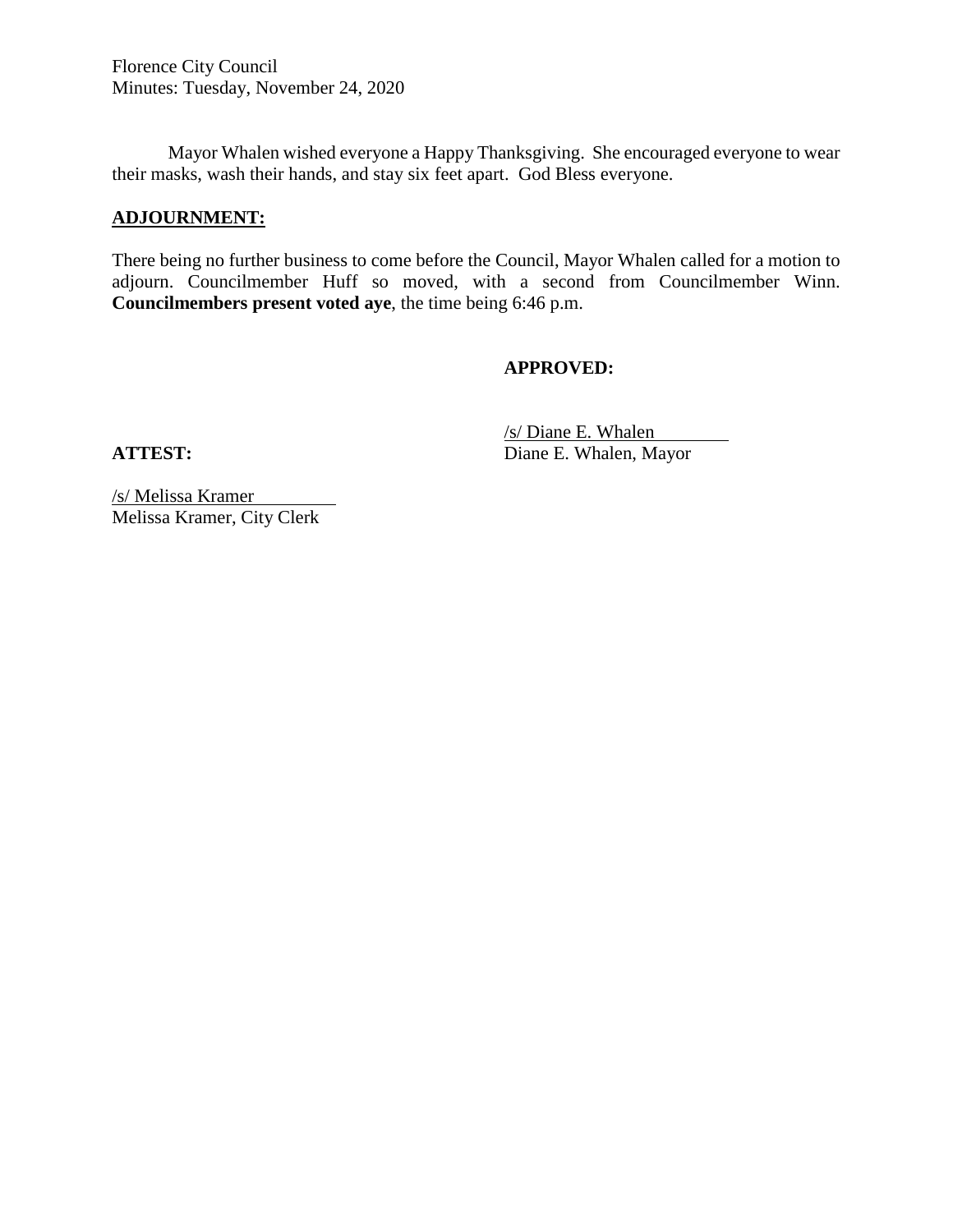Mayor Whalen wished everyone a Happy Thanksgiving. She encouraged everyone to wear their masks, wash their hands, and stay six feet apart. God Bless everyone.

## ADJOURNMENT:

There being no further business to come before the Council, Mayor Whalen called for a motion to adjourn. Councilmember Huff so moved, with a second from Councilmember Winn. **Councilmembers present voted aye**, the time being 6:46 p.m.

**APPROVED:**

/s/ Diane E. Whalen
Diane E. Whalen, Mayor

**ATTEST:**

/s/ Melissa Kramer
Melissa Kramer, City Clerk